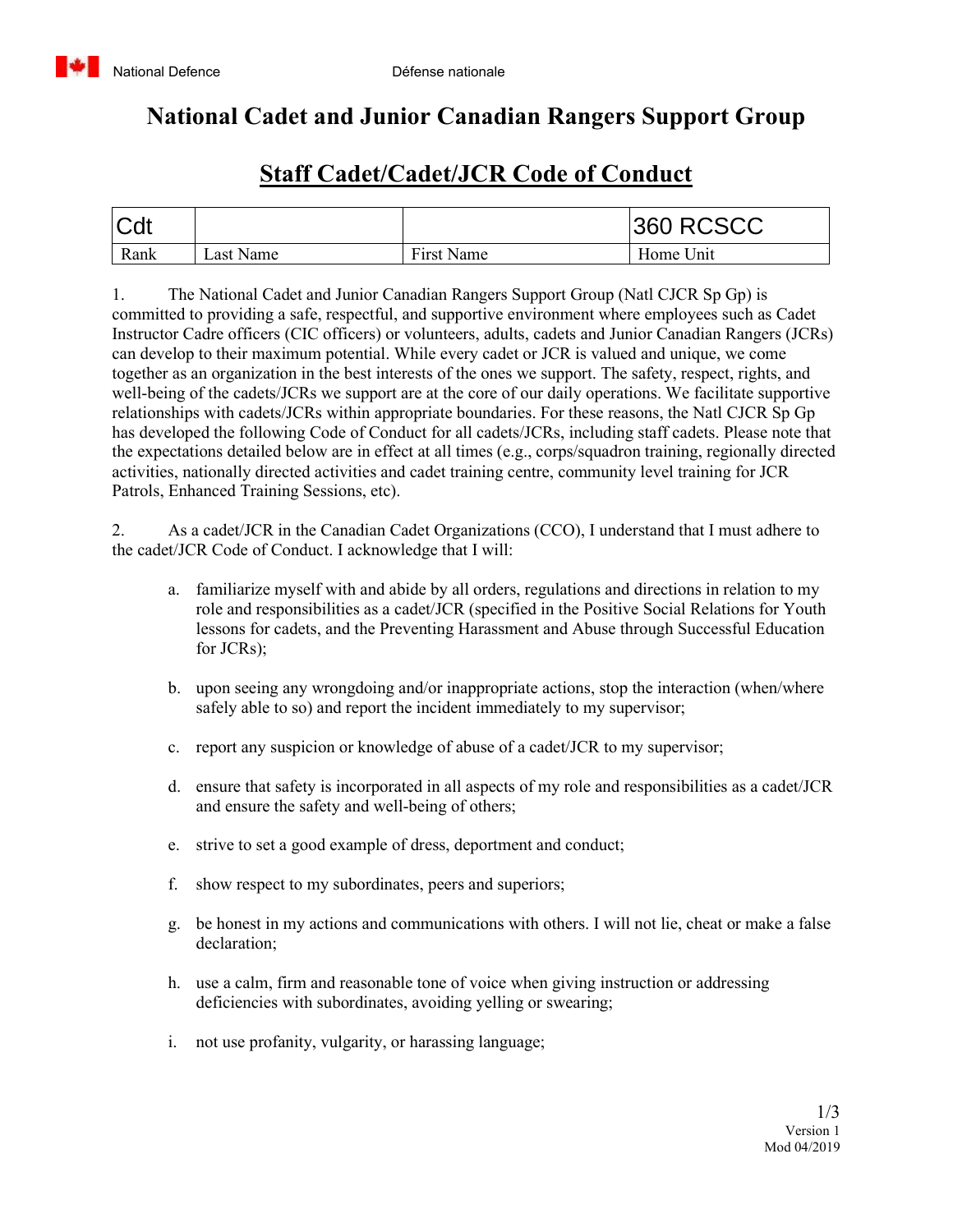National Defence Défense nationale

# National Cadet and Junior Canadian Rangers Support Group

## Staff Cadet/Cadet/JCR Code of Conduct

| Cdt | | | 360 RCSCC |
|---|---|---|---|
| Rank | Last Name | First Name | Home Unit |

1. The National Cadet and Junior Canadian Rangers Support Group (Natl CJCR Sp Gp) is committed to providing a safe, respectful, and supportive environment where employees such as Cadet Instructor Cadre officers (CIC officers) or volunteers, adults, cadets and Junior Canadian Rangers (JCRs) can develop to their maximum potential. While every cadet or JCR is valued and unique, we come together as an organization in the best interests of the ones we support. The safety, respect, rights, and well-being of the cadets/JCRs we support are at the core of our daily operations. We facilitate supportive relationships with cadets/JCRs within appropriate boundaries. For these reasons, the Natl CJCR Sp Gp has developed the following Code of Conduct for all cadets/JCRs, including staff cadets. Please note that the expectations detailed below are in effect at all times (e.g., corps/squadron training, regionally directed activities, nationally directed activities and cadet training centre, community level training for JCR Patrols, Enhanced Training Sessions, etc).

2. As a cadet/JCR in the Canadian Cadet Organizations (CCO), I understand that I must adhere to the cadet/JCR Code of Conduct. I acknowledge that I will:

a. familiarize myself with and abide by all orders, regulations and directions in relation to my role and responsibilities as a cadet/JCR (specified in the Positive Social Relations for Youth lessons for cadets, and the Preventing Harassment and Abuse through Successful Education for JCRs);

b. upon seeing any wrongdoing and/or inappropriate actions, stop the interaction (when/where safely able to so) and report the incident immediately to my supervisor;

c. report any suspicion or knowledge of abuse of a cadet/JCR to my supervisor;

d. ensure that safety is incorporated in all aspects of my role and responsibilities as a cadet/JCR and ensure the safety and well-being of others;

e. strive to set a good example of dress, deportment and conduct;

f. show respect to my subordinates, peers and superiors;

g. be honest in my actions and communications with others. I will not lie, cheat or make a false declaration;

h. use a calm, firm and reasonable tone of voice when giving instruction or addressing deficiencies with subordinates, avoiding yelling or swearing;

i. not use profanity, vulgarity, or harassing language;

Version 1
Mod 04/2019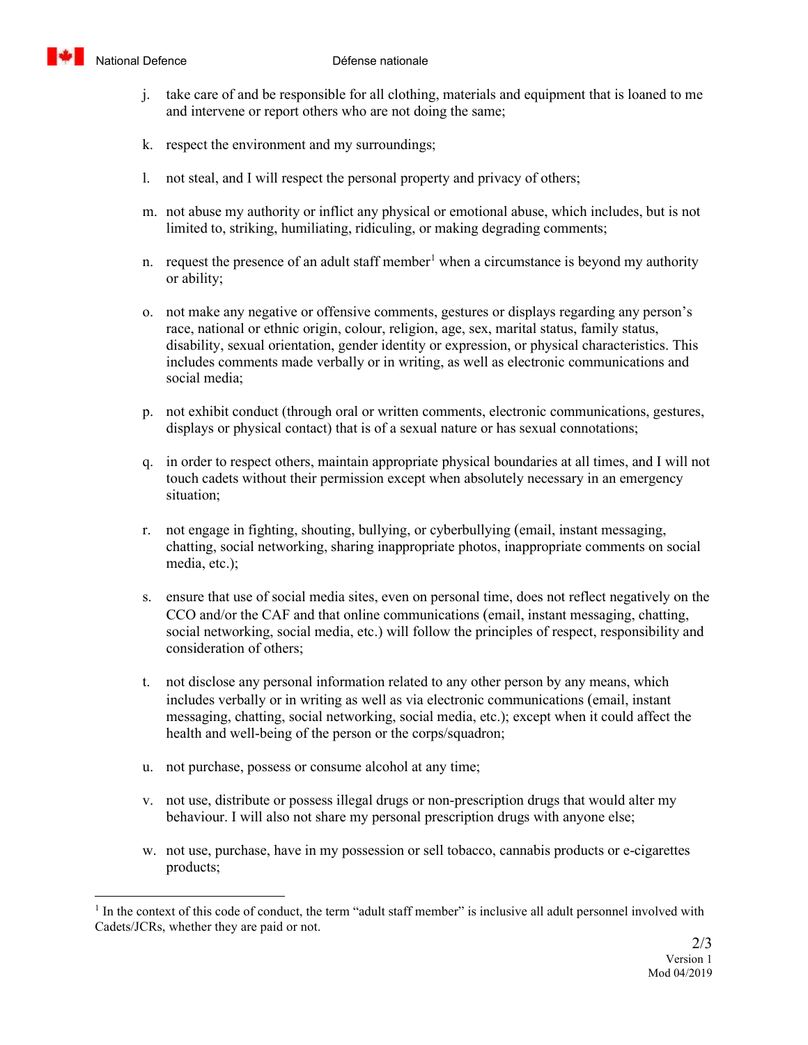j. take care of and be responsible for all clothing, materials and equipment that is loaned to me and intervene or report others who are not doing the same;

k. respect the environment and my surroundings;

l. not steal, and I will respect the personal property and privacy of others;

m. not abuse my authority or inflict any physical or emotional abuse, which includes, but is not limited to, striking, humiliating, ridiculing, or making degrading comments;

n. request the presence of an adult staff member[1] when a circumstance is beyond my authority or ability;

o. not make any negative or offensive comments, gestures or displays regarding any person's race, national or ethnic origin, colour, religion, age, sex, marital status, family status, disability, sexual orientation, gender identity or expression, or physical characteristics. This includes comments made verbally or in writing, as well as electronic communications and social media;

p. not exhibit conduct (through oral or written comments, electronic communications, gestures, displays or physical contact) that is of a sexual nature or has sexual connotations;

q. in order to respect others, maintain appropriate physical boundaries at all times, and I will not touch cadets without their permission except when absolutely necessary in an emergency situation;

r. not engage in fighting, shouting, bullying, or cyberbullying (email, instant messaging, chatting, social networking, sharing inappropriate photos, inappropriate comments on social media, etc.);

s. ensure that use of social media sites, even on personal time, does not reflect negatively on the CCO and/or the CAF and that online communications (email, instant messaging, chatting, social networking, social media, etc.) will follow the principles of respect, responsibility and consideration of others;

t. not disclose any personal information related to any other person by any means, which includes verbally or in writing as well as via electronic communications (email, instant messaging, chatting, social networking, social media, etc.); except when it could affect the health and well-being of the person or the corps/squadron;

u. not purchase, possess or consume alcohol at any time;

v. not use, distribute or possess illegal drugs or non-prescription drugs that would alter my behaviour. I will also not share my personal prescription drugs with anyone else;

w. not use, purchase, have in my possession or sell tobacco, cannabis products or e-cigarettes products;

---

[1] In the context of this code of conduct, the term "adult staff member" is inclusive all adult personnel involved with Cadets/JCRs, whether they are paid or not.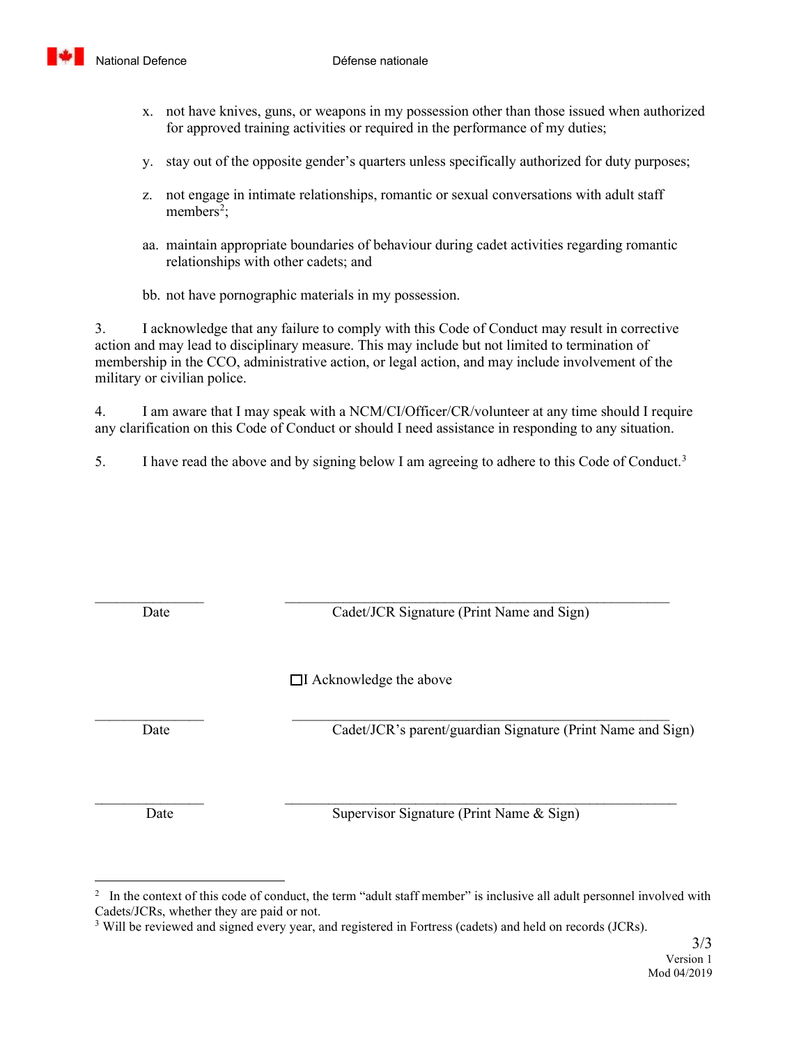x. not have knives, guns, or weapons in my possession other than those issued when authorized for approved training activities or required in the performance of my duties;

y. stay out of the opposite gender's quarters unless specifically authorized for duty purposes;

z. not engage in intimate relationships, romantic or sexual conversations with adult staff members[2];

aa. maintain appropriate boundaries of behaviour during cadet activities regarding romantic relationships with other cadets; and

bb. not have pornographic materials in my possession.

3. I acknowledge that any failure to comply with this Code of Conduct may result in corrective action and may lead to disciplinary measure. This may include but not limited to termination of membership in the CCO, administrative action, or legal action, and may include involvement of the military or civilian police.

4. I am aware that I may speak with a NCM/CI/Officer/CR/volunteer at any time should I require any clarification on this Code of Conduct or should I need assistance in responding to any situation.

5. I have read the above and by signing below I am agreeing to adhere to this Code of Conduct.[3]

\_\_\_\_\_\_\_\_\_\_\_\_\_\_\_\_ \_\_\_\_\_\_\_\_\_\_\_\_\_\_\_\_\_\_\_\_\_\_\_\_\_\_\_\_\_\_\_\_\_\_\_\_\_\_\_\_\_\_\_\_\_\_\_\_\_\_

Date Cadet/JCR Signature (Print Name and Sign)

☐ I Acknowledge the above

\_\_\_\_\_\_\_\_\_\_\_\_\_\_\_\_ \_\_\_\_\_\_\_\_\_\_\_\_\_\_\_\_\_\_\_\_\_\_\_\_\_\_\_\_\_\_\_\_\_\_\_\_\_\_\_\_\_\_\_\_\_\_\_\_\_\_

Date Cadet/JCR's parent/guardian Signature (Print Name and Sign)

\_\_\_\_\_\_\_\_\_\_\_\_\_\_\_\_ \_\_\_\_\_\_\_\_\_\_\_\_\_\_\_\_\_\_\_\_\_\_\_\_\_\_\_\_\_\_\_\_\_\_\_\_\_\_\_\_\_\_\_\_\_\_\_\_\_\_

Date Supervisor Signature (Print Name & Sign)

---

[2] In the context of this code of conduct, the term "adult staff member" is inclusive all adult personnel involved with Cadets/JCRs, whether they are paid or not.

[3] Will be reviewed and signed every year, and registered in Fortress (cadets) and held on records (JCRs).

Version 1
Mod 04/2019